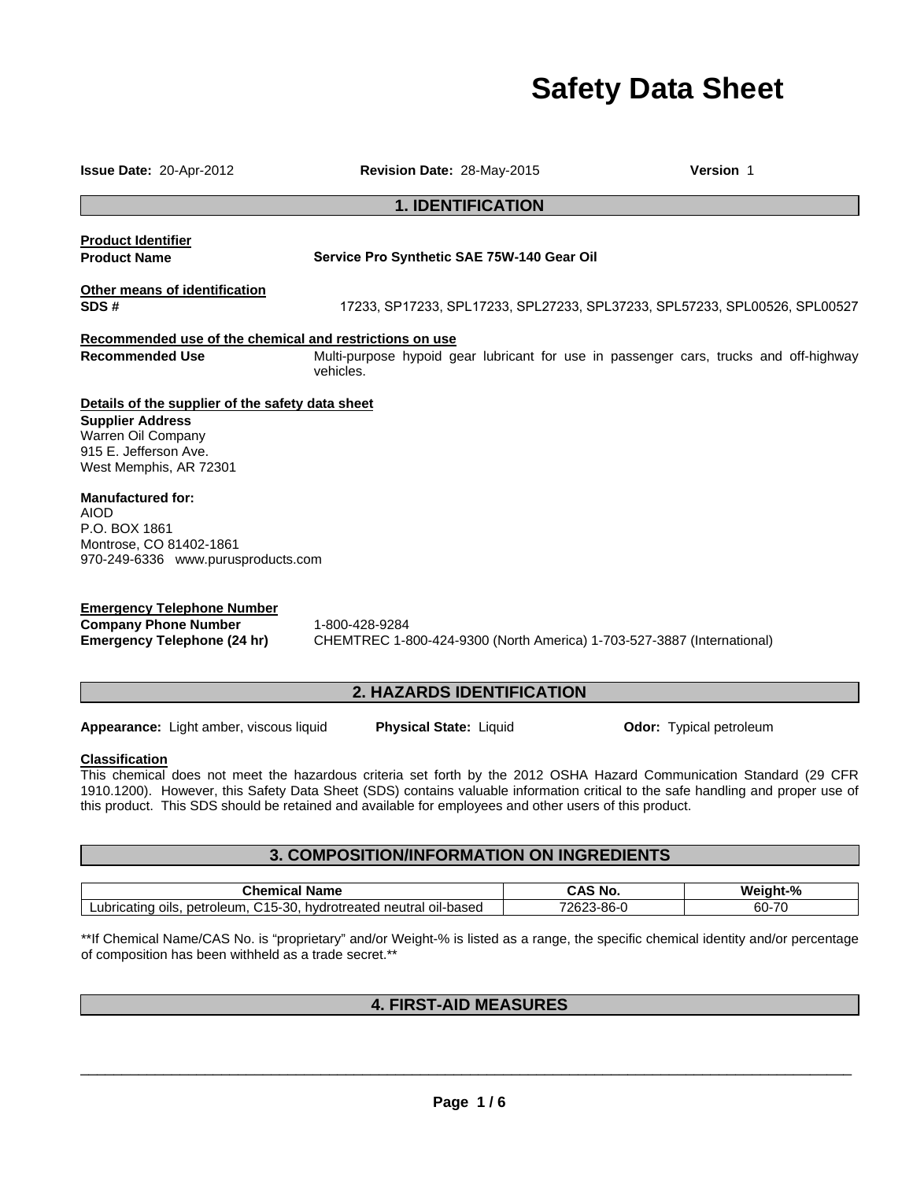# Safety Data Sheet

**Issue Date:** 20-Apr-2012 **Revision Date:** 28-May-2015 **Version** 1

## 1. IDENTIFICATION

**Product Identifier**

**Product Name** **Service Pro Synthetic SAE 75W-140 Gear Oil**

**Other means of identification**

**SDS #** 17233, SP17233, SPL17233, SPL27233, SPL37233, SPL57233, SPL00526, SPL00527

**Recommended use of the chemical and restrictions on use**

**Recommended Use** Multi-purpose hypoid gear lubricant for use in passenger cars, trucks and off-highway vehicles.

**Details of the supplier of the safety data sheet**

**Supplier Address**
Warren Oil Company
915 E. Jefferson Ave.
West Memphis, AR 72301

**Manufactured for:**
AIOD
P.O. BOX 1861
Montrose, CO 81402-1861
970-249-6336 www.purusproducts.com

**Emergency Telephone Number**

**Company Phone Number** 1-800-428-9284

**Emergency Telephone (24 hr)** CHEMTREC 1-800-424-9300 (North America) 1-703-527-3887 (International)

## 2. HAZARDS IDENTIFICATION

**Appearance:** Light amber, viscous liquid **Physical State:** Liquid **Odor:** Typical petroleum

**Classification**

This chemical does not meet the hazardous criteria set forth by the 2012 OSHA Hazard Communication Standard (29 CFR 1910.1200). However, this Safety Data Sheet (SDS) contains valuable information critical to the safe handling and proper use of this product. This SDS should be retained and available for employees and other users of this product.

## 3. COMPOSITION/INFORMATION ON INGREDIENTS

| Chemical Name | CAS No. | Weight-% |
|---|---|---|
| Lubricating oils, petroleum, C15-30, hydrotreated neutral oil-based | 72623-86-0 | 60-70 |

**If Chemical Name/CAS No. is "proprietary" and/or Weight-% is listed as a range, the specific chemical identity and/or percentage of composition has been withheld as a trade secret.**

## 4. FIRST-AID MEASURES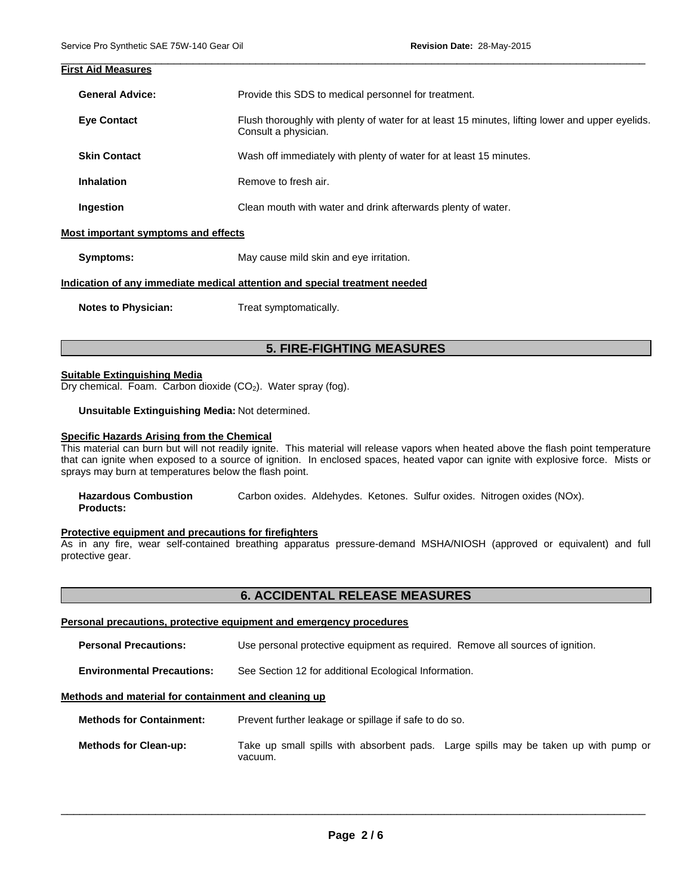### First Aid Measures

**General Advice:** Provide this SDS to medical personnel for treatment.

**Eye Contact** Flush thoroughly with plenty of water for at least 15 minutes, lifting lower and upper eyelids. Consult a physician.

**Skin Contact** Wash off immediately with plenty of water for at least 15 minutes.

**Inhalation** Remove to fresh air.

**Ingestion** Clean mouth with water and drink afterwards plenty of water.

### Most important symptoms and effects

**Symptoms:** May cause mild skin and eye irritation.

### Indication of any immediate medical attention and special treatment needed

**Notes to Physician:** Treat symptomatically.

## 5. FIRE-FIGHTING MEASURES

### Suitable Extinguishing Media

Dry chemical. Foam. Carbon dioxide ($CO_2$). Water spray (fog).

**Unsuitable Extinguishing Media:** Not determined.

### Specific Hazards Arising from the Chemical

This material can burn but will not readily ignite. This material will release vapors when heated above the flash point temperature that can ignite when exposed to a source of ignition. In enclosed spaces, heated vapor can ignite with explosive force. Mists or sprays may burn at temperatures below the flash point.

**Hazardous Combustion Products:** Carbon oxides. Aldehydes. Ketones. Sulfur oxides. Nitrogen oxides (NOx).

### Protective equipment and precautions for firefighters

As in any fire, wear self-contained breathing apparatus pressure-demand MSHA/NIOSH (approved or equivalent) and full protective gear.

## 6. ACCIDENTAL RELEASE MEASURES

### Personal precautions, protective equipment and emergency procedures

**Personal Precautions:** Use personal protective equipment as required. Remove all sources of ignition.

**Environmental Precautions:** See Section 12 for additional Ecological Information.

### Methods and material for containment and cleaning up

**Methods for Containment:** Prevent further leakage or spillage if safe to do so.

**Methods for Clean-up:** Take up small spills with absorbent pads. Large spills may be taken up with pump or vacuum.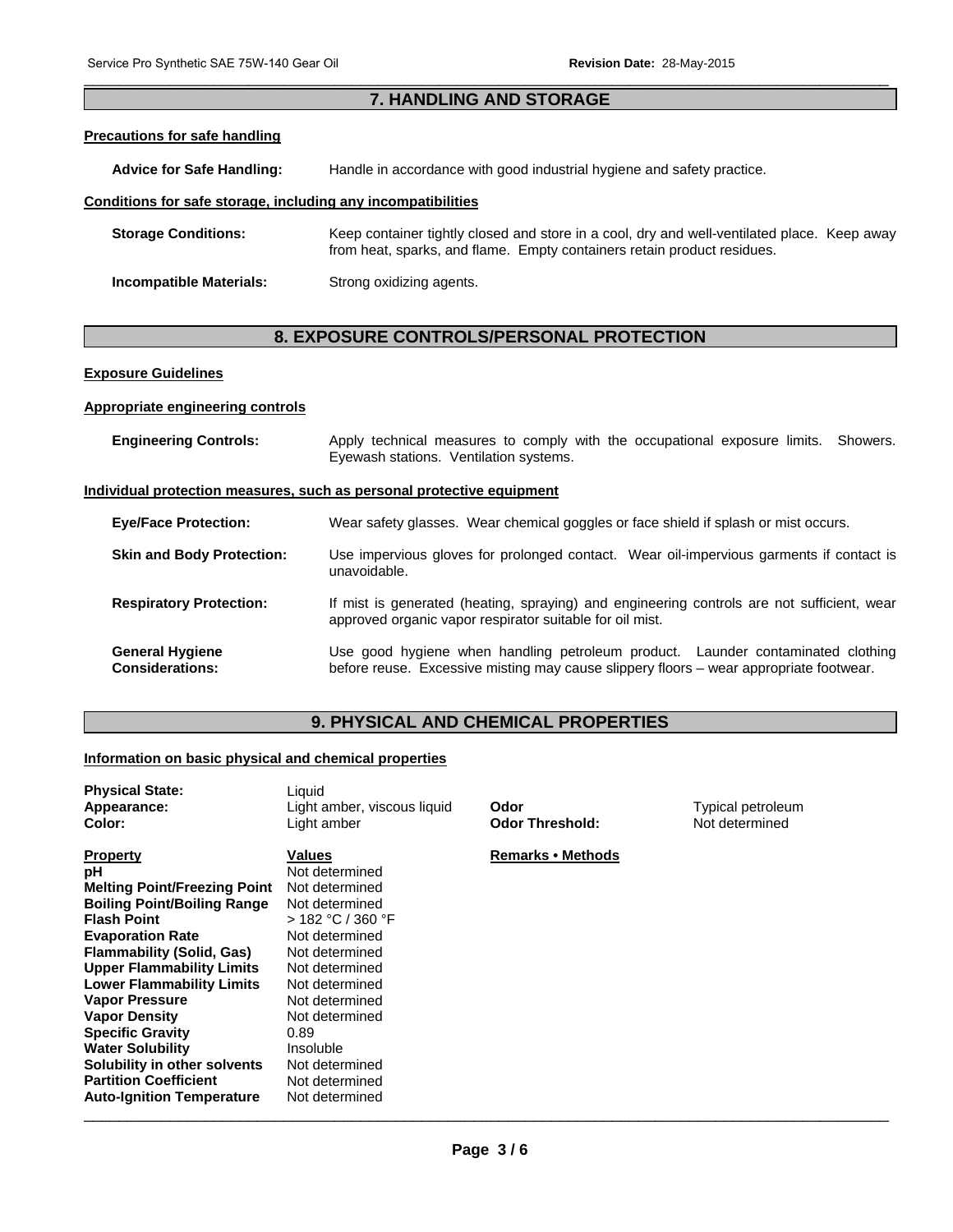## 7. HANDLING AND STORAGE

**Precautions for safe handling**

**Advice for Safe Handling:** Handle in accordance with good industrial hygiene and safety practice.

**Conditions for safe storage, including any incompatibilities**

**Storage Conditions:** Keep container tightly closed and store in a cool, dry and well-ventilated place. Keep away from heat, sparks, and flame. Empty containers retain product residues.

**Incompatible Materials:** Strong oxidizing agents.

## 8. EXPOSURE CONTROLS/PERSONAL PROTECTION

**Exposure Guidelines**

**Appropriate engineering controls**

**Engineering Controls:** Apply technical measures to comply with the occupational exposure limits. Showers. Eyewash stations. Ventilation systems.

**Individual protection measures, such as personal protective equipment**

**Eye/Face Protection:** Wear safety glasses. Wear chemical goggles or face shield if splash or mist occurs.

**Skin and Body Protection:** Use impervious gloves for prolonged contact. Wear oil-impervious garments if contact is unavoidable.

**Respiratory Protection:** If mist is generated (heating, spraying) and engineering controls are not sufficient, wear approved organic vapor respirator suitable for oil mist.

**General Hygiene Considerations:** Use good hygiene when handling petroleum product. Launder contaminated clothing before reuse. Excessive misting may cause slippery floors – wear appropriate footwear.

## 9. PHYSICAL AND CHEMICAL PROPERTIES

**Information on basic physical and chemical properties**

**Physical State:** Liquid
**Appearance:** Light amber, viscous liquid
**Color:** Light amber
**Odor:** Typical petroleum
**Odor Threshold:** Not determined

| Property | Values | Remarks • Methods |
|---|---|---|
| **pH** | Not determined | |
| **Melting Point/Freezing Point** | Not determined | |
| **Boiling Point/Boiling Range** | Not determined | |
| **Flash Point** | > 182 °C / 360 °F | |
| **Evaporation Rate** | Not determined | |
| **Flammability (Solid, Gas)** | Not determined | |
| **Upper Flammability Limits** | Not determined | |
| **Lower Flammability Limits** | Not determined | |
| **Vapor Pressure** | Not determined | |
| **Vapor Density** | Not determined | |
| **Specific Gravity** | 0.89 | |
| **Water Solubility** | Insoluble | |
| **Solubility in other solvents** | Not determined | |
| **Partition Coefficient** | Not determined | |
| **Auto-Ignition Temperature** | Not determined | |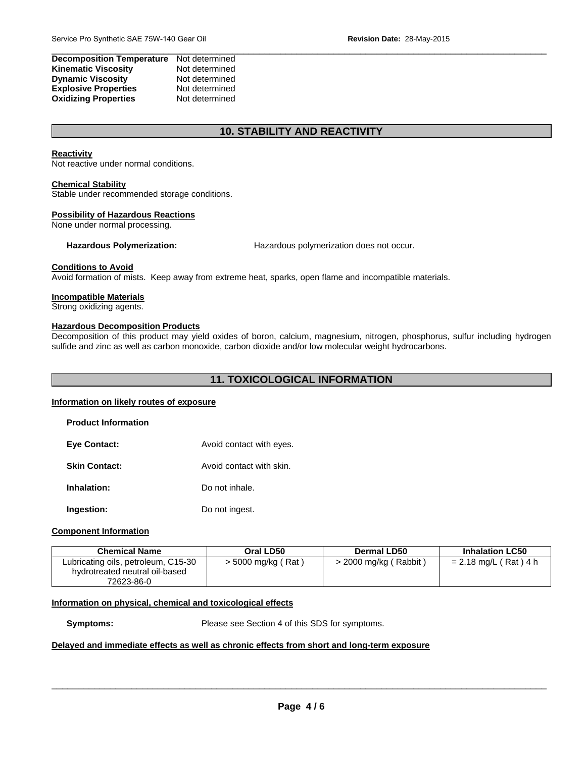| | |
|---|---|
| **Decomposition Temperature** | Not determined |
| **Kinematic Viscosity** | Not determined |
| **Dynamic Viscosity** | Not determined |
| **Explosive Properties** | Not determined |
| **Oxidizing Properties** | Not determined |

## 10. STABILITY AND REACTIVITY

**Reactivity**
Not reactive under normal conditions.

**Chemical Stability**
Stable under recommended storage conditions.

**Possibility of Hazardous Reactions**
None under normal processing.

**Hazardous Polymerization:** Hazardous polymerization does not occur.

**Conditions to Avoid**
Avoid formation of mists. Keep away from extreme heat, sparks, open flame and incompatible materials.

**Incompatible Materials**
Strong oxidizing agents.

**Hazardous Decomposition Products**
Decomposition of this product may yield oxides of boron, calcium, magnesium, nitrogen, phosphorus, sulfur including hydrogen sulfide and zinc as well as carbon monoxide, carbon dioxide and/or low molecular weight hydrocarbons.

## 11. TOXICOLOGICAL INFORMATION

**Information on likely routes of exposure**

**Product Information**

**Eye Contact:** Avoid contact with eyes.

**Skin Contact:** Avoid contact with skin.

**Inhalation:** Do not inhale.

**Ingestion:** Do not ingest.

**Component Information**

| Chemical Name | Oral LD50 | Dermal LD50 | Inhalation LC50 |
|---|---|---|---|
| Lubricating oils, petroleum, C15-30 hydrotreated neutral oil-based 72623-86-0 | > 5000 mg/kg ( Rat ) | > 2000 mg/kg ( Rabbit ) | = 2.18 mg/L ( Rat ) 4 h |

**Information on physical, chemical and toxicological effects**

**Symptoms:** Please see Section 4 of this SDS for symptoms.

**Delayed and immediate effects as well as chronic effects from short and long-term exposure**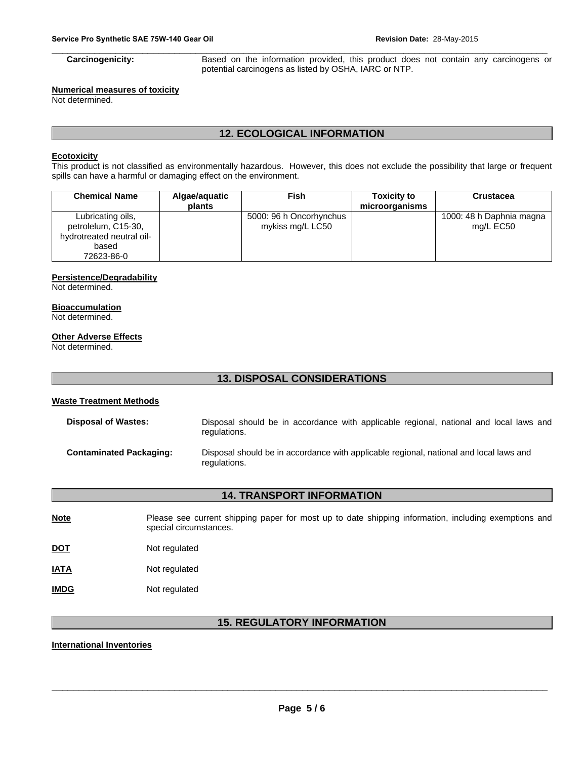**Carcinogenicity:** Based on the information provided, this product does not contain any carcinogens or potential carcinogens as listed by OSHA, IARC or NTP.

**Numerical measures of toxicity**

Not determined.

## 12. ECOLOGICAL INFORMATION

**Ecotoxicity**

This product is not classified as environmentally hazardous. However, this does not exclude the possibility that large or frequent spills can have a harmful or damaging effect on the environment.

| Chemical Name | Algae/aquatic plants | Fish | Toxicity to microorganisms | Crustacea |
|---|---|---|---|---|
| Lubricating oils, petrolelum, C15-30, hydrotreated neutral oil-based 72623-86-0 | | 5000: 96 h Oncorhynchus mykiss mg/L LC50 | | 1000: 48 h Daphnia magna mg/L EC50 |

**Persistence/Degradability**

Not determined.

**Bioaccumulation**

Not determined.

**Other Adverse Effects**

Not determined.

## 13. DISPOSAL CONSIDERATIONS

**Waste Treatment Methods**

**Disposal of Wastes:** Disposal should be in accordance with applicable regional, national and local laws and regulations.

**Contaminated Packaging:** Disposal should be in accordance with applicable regional, national and local laws and regulations.

## 14. TRANSPORT INFORMATION

**Note** Please see current shipping paper for most up to date shipping information, including exemptions and special circumstances.

**DOT** Not regulated

**IATA** Not regulated

**IMDG** Not regulated

## 15. REGULATORY INFORMATION

**International Inventories**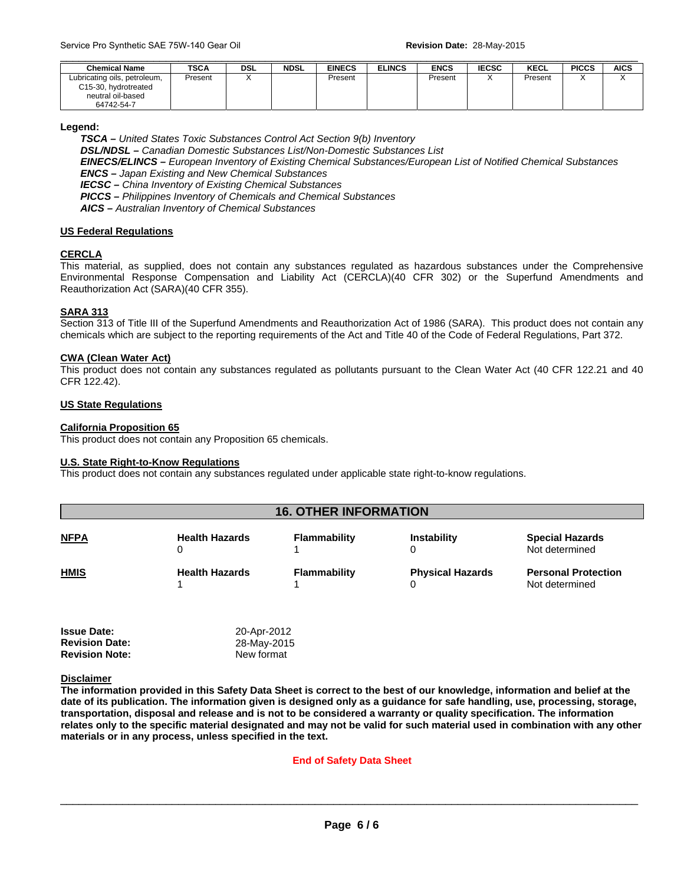| Chemical Name | TSCA | DSL | NDSL | EINECS | ELINCS | ENCS | IECSC | KECL | PICCS | AICS |
|---|---|---|---|---|---|---|---|---|---|---|
| Lubricating oils, petroleum, C15-30, hydrotreated neutral oil-based 64742-54-7 | Present | X | | Present | | Present | X | Present | X | X |

**Legend:**

***TSCA –*** *United States Toxic Substances Control Act Section 9(b) Inventory*
***DSL/NDSL –*** *Canadian Domestic Substances List/Non-Domestic Substances List*
***EINECS/ELINCS –*** *European Inventory of Existing Chemical Substances/European List of Notified Chemical Substances*
***ENCS –*** *Japan Existing and New Chemical Substances*
***IECSC –*** *China Inventory of Existing Chemical Substances*
***PICCS –*** *Philippines Inventory of Chemicals and Chemical Substances*
***AICS –*** *Australian Inventory of Chemical Substances*

### US Federal Regulations

#### CERCLA

This material, as supplied, does not contain any substances regulated as hazardous substances under the Comprehensive Environmental Response Compensation and Liability Act (CERCLA)(40 CFR 302) or the Superfund Amendments and Reauthorization Act (SARA)(40 CFR 355).

#### SARA 313

Section 313 of Title III of the Superfund Amendments and Reauthorization Act of 1986 (SARA). This product does not contain any chemicals which are subject to the reporting requirements of the Act and Title 40 of the Code of Federal Regulations, Part 372.

#### CWA (Clean Water Act)

This product does not contain any substances regulated as pollutants pursuant to the Clean Water Act (40 CFR 122.21 and 40 CFR 122.42).

### US State Regulations

#### California Proposition 65

This product does not contain any Proposition 65 chemicals.

#### U.S. State Right-to-Know Regulations

This product does not contain any substances regulated under applicable state right-to-know regulations.

## 16. OTHER INFORMATION

| | | | | |
|---|---|---|---|---|
| **NFPA** | **Health Hazards** 0 | **Flammability** 1 | **Instability** 0 | **Special Hazards** Not determined |
| **HMIS** | **Health Hazards** 1 | **Flammability** 1 | **Physical Hazards** 0 | **Personal Protection** Not determined |

**Issue Date:** 20-Apr-2012
**Revision Date:** 28-May-2015
**Revision Note:** New format

#### Disclaimer

**The information provided in this Safety Data Sheet is correct to the best of our knowledge, information and belief at the date of its publication. The information given is designed only as a guidance for safe handling, use, processing, storage, transportation, disposal and release and is not to be considered a warranty or quality specification. The information relates only to the specific material designated and may not be valid for such material used in combination with any other materials or in any process, unless specified in the text.**

**End of Safety Data Sheet**